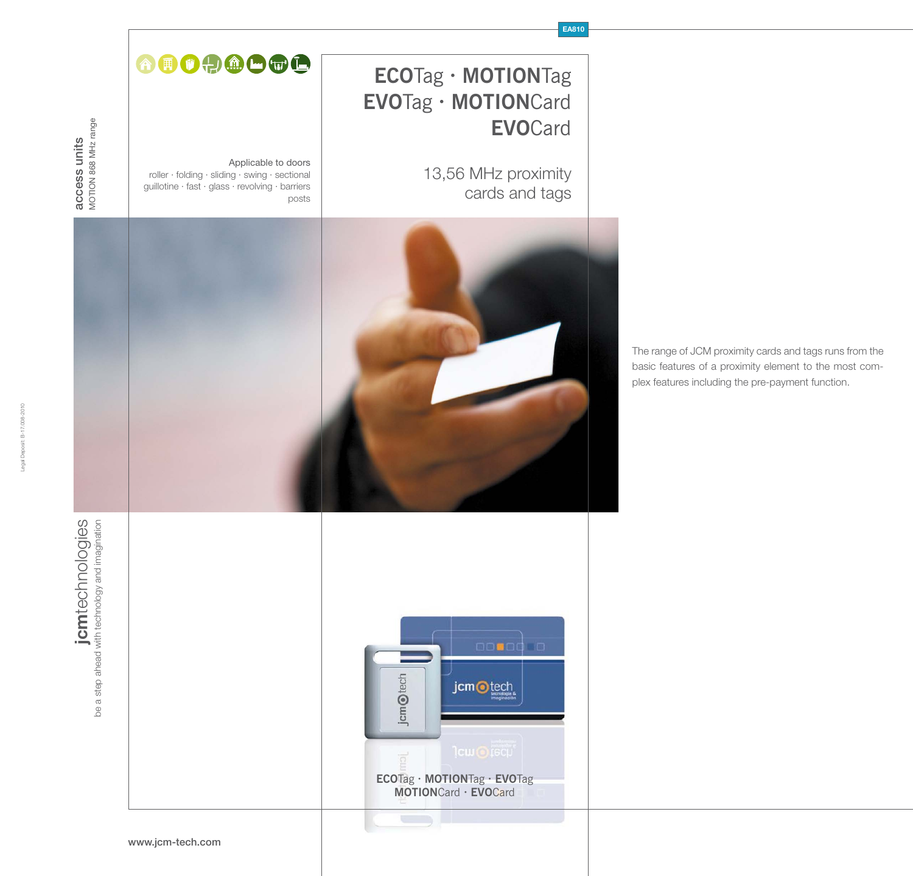EA810

access units
MOTION 868 MHz range

Applicable to doors
roller · folding · sliding · swing · sectional
guillotine · fast · glass · revolving · barriers
posts

# **ECO**Tag · **MOTION**Tag **EVO**Tag · **MOTION**Card **EVO**Card

## 13,56 MHz proximity cards and tags

The range of JCM proximity cards and tags runs from the basic features of a proximity element to the most complex features including the pre-payment function.

**ECO**Tag · **MOTION**Tag · **EVO**Tag
**MOTION**Card · **EVO**Card

**jcm**technologies
be a step ahead with technology and imagination

Legal Deposit: B-17.008-2010

www.jcm-tech.com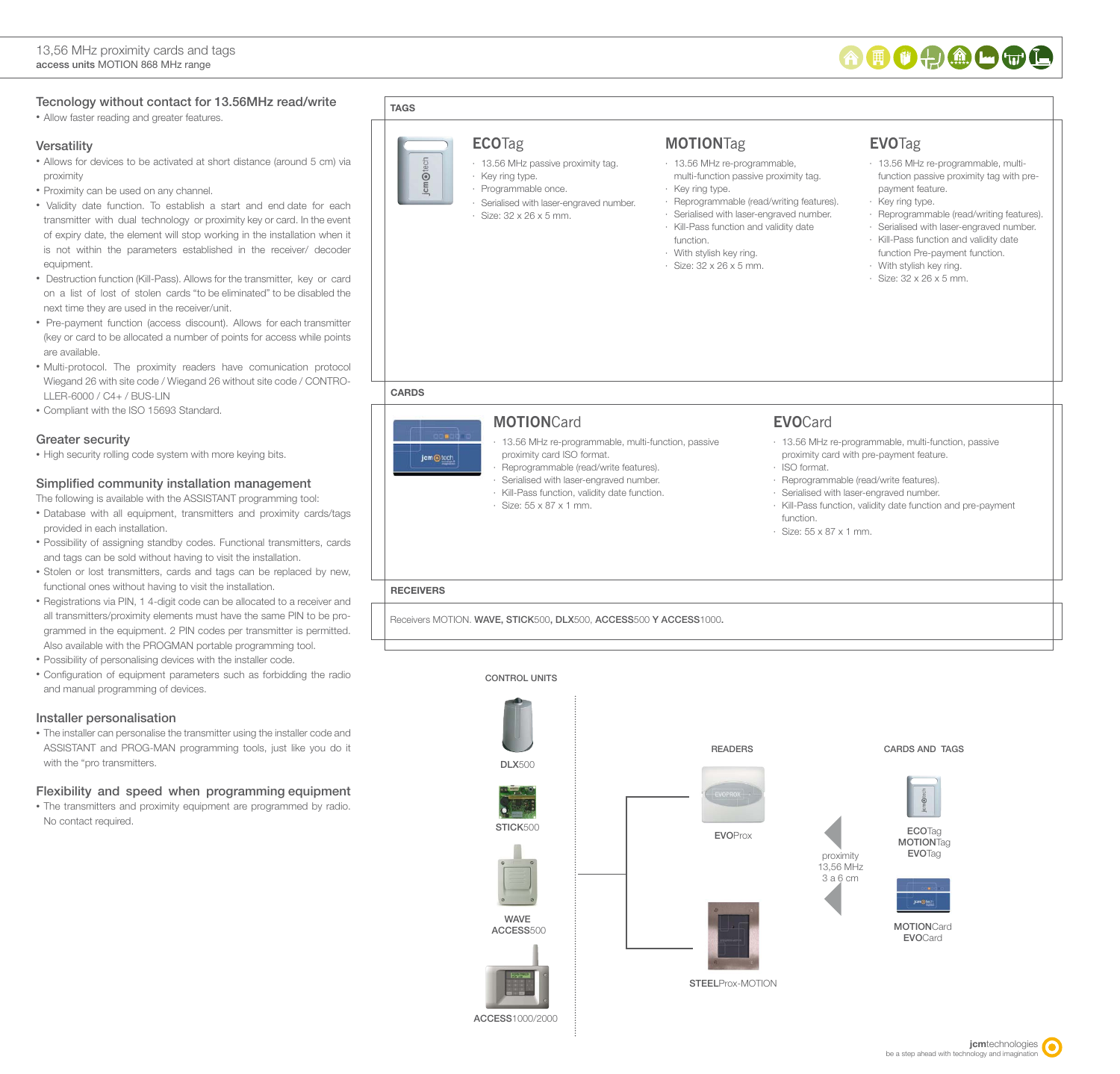13,56 MHz proximity cards and tags
access units MOTION 868 MHz range

## Tecnology without contact for 13.56MHz read/write

- Allow faster reading and greater features.

## Versatility

- Allows for devices to be activated at short distance (around 5 cm) via proximity
- Proximity can be used on any channel.
- Validity date function. To establish a start and end date for each transmitter with dual technology or proximity key or card. In the event of expiry date, the element will stop working in the installation when it is not within the parameters established in the receiver/ decoder equipment.
- Destruction function (Kill-Pass). Allows for the transmitter, key or card on a list of lost of stolen cards "to be eliminated" to be disabled the next time they are used in the receiver/unit.
- Pre-payment function (access discount). Allows for each transmitter (key or card to be allocated a number of points for access while points are available.
- Multi-protocol. The proximity readers have comunication protocol Wiegand 26 with site code / Wiegand 26 without site code / CONTROLLER-6000 / C4+ / BUS-LIN
- Compliant with the ISO 15693 Standard.

## Greater security

- High security rolling code system with more keying bits.

## Simplified community installation management

The following is available with the ASSISTANT programming tool:

- Database with all equipment, transmitters and proximity cards/tags provided in each installation.
- Possibility of assigning standby codes. Functional transmitters, cards and tags can be sold without having to visit the installation.
- Stolen or lost transmitters, cards and tags can be replaced by new, functional ones without having to visit the installation.
- Registrations via PIN, 1 4-digit code can be allocated to a receiver and all transmitters/proximity elements must have the same PIN to be programmed in the equipment. 2 PIN codes per transmitter is permitted. Also available with the PROGMAN portable programming tool.
- Possibility of personalising devices with the installer code.
- Configuration of equipment parameters such as forbidding the radio and manual programming of devices.

## Installer personalisation

- The installer can personalise the transmitter using the installer code and ASSISTANT and PROG-MAN programming tools, just like you do it with the "pro transmitters.

## Flexibility and speed when programming equipment

- The transmitters and proximity equipment are programmed by radio. No contact required.

## TAGS

### ECOTag

- 13.56 MHz passive proximity tag.
- Key ring type.
- Programmable once.
- Serialised with laser-engraved number.
- Size: 32 x 26 x 5 mm.

### MOTIONTag

- 13.56 MHz re-programmable, multi-function passive proximity tag.
- Key ring type.
- Reprogrammable (read/writing features).
- Serialised with laser-engraved number.
- Kill-Pass function and validity date function.
- With stylish key ring.
- Size: 32 x 26 x 5 mm.

### EVOTag

- 13.56 MHz re-programmable, multi-function passive proximity tag with pre-payment feature.
- Key ring type.
- Reprogrammable (read/writing features).
- Serialised with laser-engraved number.
- Kill-Pass function and validity date function Pre-payment function.
- With stylish key ring.
- Size: 32 x 26 x 5 mm.

## CARDS

### MOTIONCard

- 13.56 MHz re-programmable, multi-function, passive proximity card ISO format.
- Reprogrammable (read/write features).
- Serialised with laser-engraved number.
- Kill-Pass function, validity date function.
- Size: 55 x 87 x 1 mm.

### EVOCard

- 13.56 MHz re-programmable, multi-function, passive proximity card with pre-payment feature.
- ISO format.
- Reprogrammable (read/write features).
- Serialised with laser-engraved number.
- Kill-Pass function, validity date function and pre-payment function.
- Size: 55 x 87 x 1 mm.

## RECEIVERS

Receivers MOTION. **WAVE, STICK**500**, DLX**500**, ACCESS**500 **Y ACCESS**1000.

CONTROL UNITS

**DLX**500

**STICK**500

**WAVE ACCESS**500

**ACCESS**1000/2000

READERS

**EVO**Prox

**STEEL**Prox-MOTION

proximity
13,56 MHz
3 a 6 cm

CARDS AND TAGS

**ECO**Tag
**MOTION**Tag
**EVO**Tag

**MOTION**Card
**EVO**Card